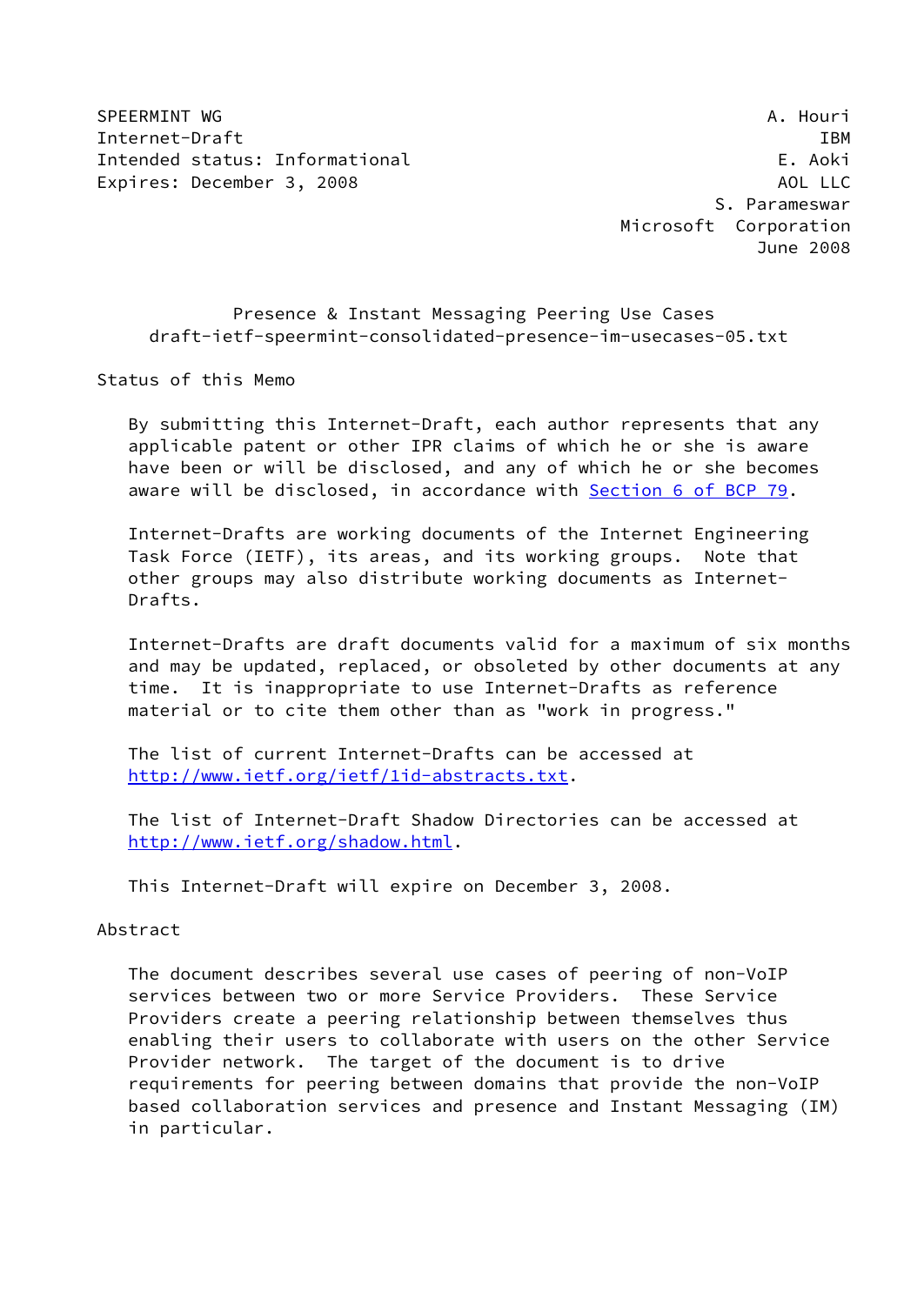SPEERMINT WG A. Houri
Internet-Draft IBM
Intended status: Informational E. Aoki
Expires: December 3, 2008 AOL LLC
S. Parameswar
Microsoft Corporation
June 2008

# Presence & Instant Messaging Peering Use Cases
draft-ietf-speermint-consolidated-presence-im-usecases-05.txt

## Status of this Memo

By submitting this Internet-Draft, each author represents that any applicable patent or other IPR claims of which he or she is aware have been or will be disclosed, and any of which he or she becomes aware will be disclosed, in accordance with Section 6 of BCP 79.

Internet-Drafts are working documents of the Internet Engineering Task Force (IETF), its areas, and its working groups. Note that other groups may also distribute working documents as Internet-Drafts.

Internet-Drafts are draft documents valid for a maximum of six months and may be updated, replaced, or obsoleted by other documents at any time. It is inappropriate to use Internet-Drafts as reference material or to cite them other than as "work in progress."

The list of current Internet-Drafts can be accessed at http://www.ietf.org/ietf/1id-abstracts.txt.

The list of Internet-Draft Shadow Directories can be accessed at http://www.ietf.org/shadow.html.

This Internet-Draft will expire on December 3, 2008.

## Abstract

The document describes several use cases of peering of non-VoIP services between two or more Service Providers. These Service Providers create a peering relationship between themselves thus enabling their users to collaborate with users on the other Service Provider network. The target of the document is to drive requirements for peering between domains that provide the non-VoIP based collaboration services and presence and Instant Messaging (IM) in particular.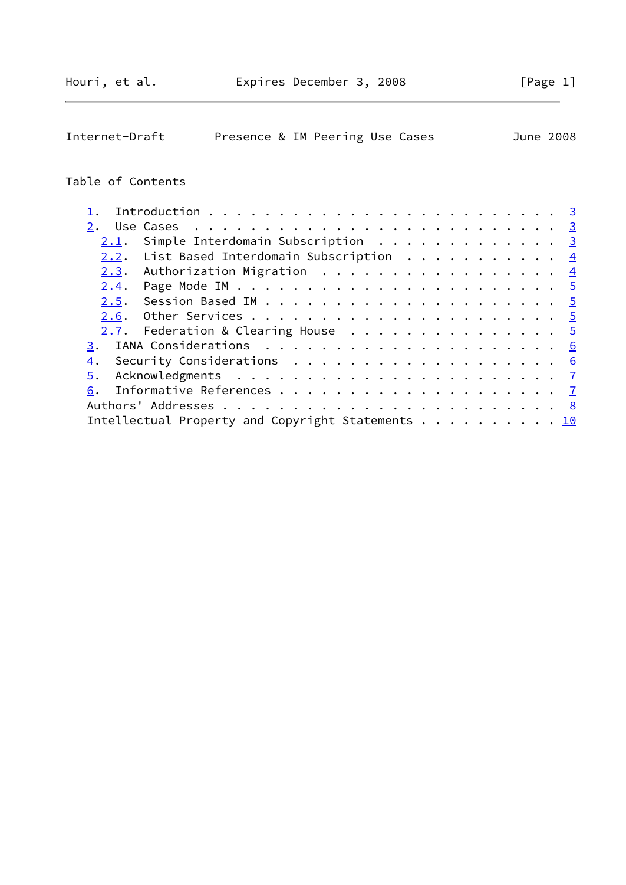Table of Contents

1. Introduction . . . . . . . . . . . . . . . . . . . . . . . . 3
2. Use Cases . . . . . . . . . . . . . . . . . . . . . . . . . 3
   2.1. Simple Interdomain Subscription . . . . . . . . . . . . . 3
   2.2. List Based Interdomain Subscription . . . . . . . . . . . 4
   2.3. Authorization Migration . . . . . . . . . . . . . . . . . 4
   2.4. Page Mode IM . . . . . . . . . . . . . . . . . . . . . . 5
   2.5. Session Based IM . . . . . . . . . . . . . . . . . . . . 5
   2.6. Other Services . . . . . . . . . . . . . . . . . . . . . 5
   2.7. Federation & Clearing House . . . . . . . . . . . . . . . 5
3. IANA Considerations . . . . . . . . . . . . . . . . . . . . . 6
4. Security Considerations . . . . . . . . . . . . . . . . . . . 6
5. Acknowledgments . . . . . . . . . . . . . . . . . . . . . . . 7
6. Informative References . . . . . . . . . . . . . . . . . . . . 7
Authors' Addresses . . . . . . . . . . . . . . . . . . . . . . . 8
Intellectual Property and Copyright Statements . . . . . . . . . . 10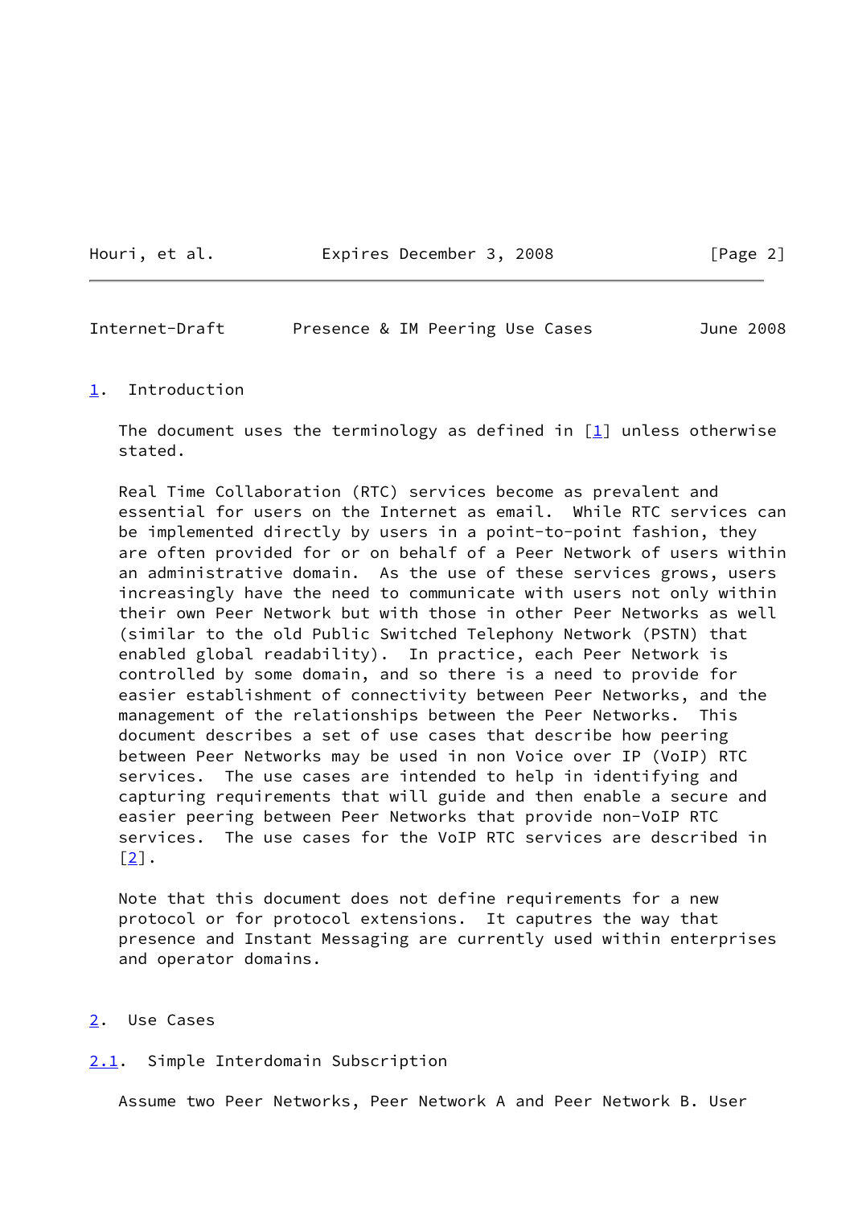## 1. Introduction

The document uses the terminology as defined in [1] unless otherwise stated.

Real Time Collaboration (RTC) services become as prevalent and essential for users on the Internet as email. While RTC services can be implemented directly by users in a point-to-point fashion, they are often provided for or on behalf of a Peer Network of users within an administrative domain. As the use of these services grows, users increasingly have the need to communicate with users not only within their own Peer Network but with those in other Peer Networks as well (similar to the old Public Switched Telephony Network (PSTN) that enabled global readability). In practice, each Peer Network is controlled by some domain, and so there is a need to provide for easier establishment of connectivity between Peer Networks, and the management of the relationships between the Peer Networks. This document describes a set of use cases that describe how peering between Peer Networks may be used in non Voice over IP (VoIP) RTC services. The use cases are intended to help in identifying and capturing requirements that will guide and then enable a secure and easier peering between Peer Networks that provide non-VoIP RTC services. The use cases for the VoIP RTC services are described in [2].

Note that this document does not define requirements for a new protocol or for protocol extensions. It caputres the way that presence and Instant Messaging are currently used within enterprises and operator domains.

## 2. Use Cases

### 2.1. Simple Interdomain Subscription

Assume two Peer Networks, Peer Network A and Peer Network B. User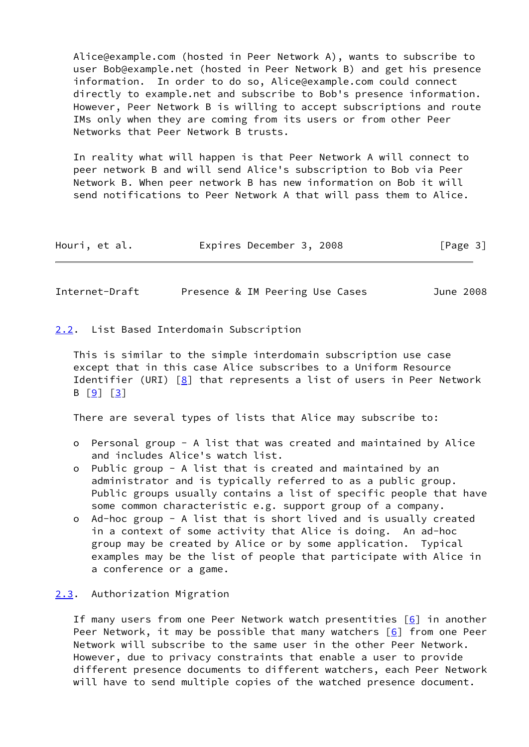Alice@example.com (hosted in Peer Network A), wants to subscribe to user Bob@example.net (hosted in Peer Network B) and get his presence information. In order to do so, Alice@example.com could connect directly to example.net and subscribe to Bob's presence information. However, Peer Network B is willing to accept subscriptions and route IMs only when they are coming from its users or from other Peer Networks that Peer Network B trusts.

In reality what will happen is that Peer Network A will connect to peer network B and will send Alice's subscription to Bob via Peer Network B. When peer network B has new information on Bob it will send notifications to Peer Network A that will pass them to Alice.

### 2.2. List Based Interdomain Subscription

This is similar to the simple interdomain subscription use case except that in this case Alice subscribes to a Uniform Resource Identifier (URI) [8] that represents a list of users in Peer Network B [9] [3]

There are several types of lists that Alice may subscribe to:

- Personal group - A list that was created and maintained by Alice and includes Alice's watch list.
- Public group - A list that is created and maintained by an administrator and is typically referred to as a public group. Public groups usually contains a list of specific people that have some common characteristic e.g. support group of a company.
- Ad-hoc group - A list that is short lived and is usually created in a context of some activity that Alice is doing. An ad-hoc group may be created by Alice or by some application. Typical examples may be the list of people that participate with Alice in a conference or a game.

### 2.3. Authorization Migration

If many users from one Peer Network watch presentities [6] in another Peer Network, it may be possible that many watchers [6] from one Peer Network will subscribe to the same user in the other Peer Network. However, due to privacy constraints that enable a user to provide different presence documents to different watchers, each Peer Network will have to send multiple copies of the watched presence document.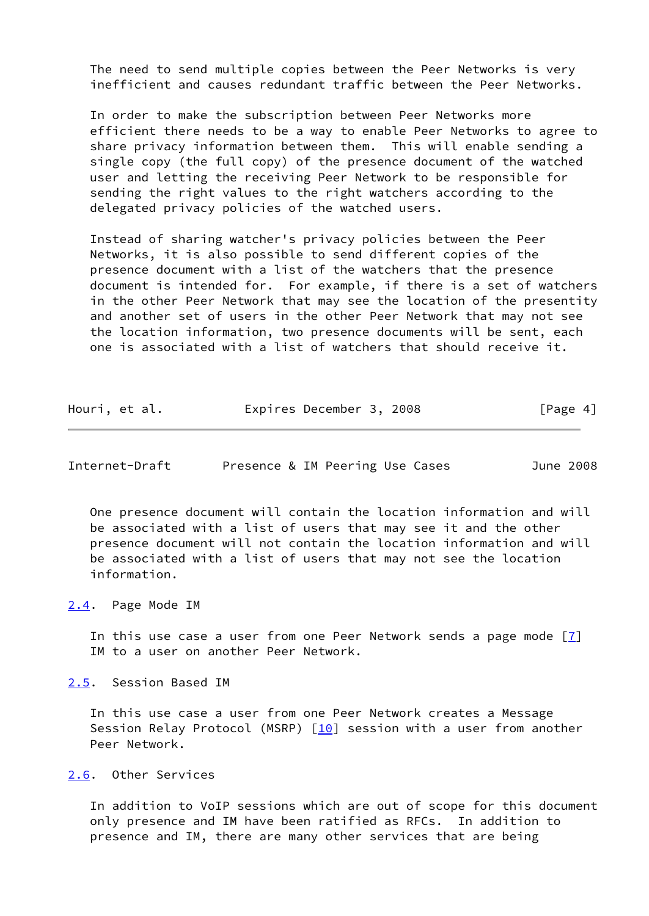The need to send multiple copies between the Peer Networks is very inefficient and causes redundant traffic between the Peer Networks.

In order to make the subscription between Peer Networks more efficient there needs to be a way to enable Peer Networks to agree to share privacy information between them. This will enable sending a single copy (the full copy) of the presence document of the watched user and letting the receiving Peer Network to be responsible for sending the right values to the right watchers according to the delegated privacy policies of the watched users.

Instead of sharing watcher's privacy policies between the Peer Networks, it is also possible to send different copies of the presence document with a list of the watchers that the presence document is intended for. For example, if there is a set of watchers in the other Peer Network that may see the location of the presentity and another set of users in the other Peer Network that may not see the location information, two presence documents will be sent, each one is associated with a list of watchers that should receive it.

One presence document will contain the location information and will be associated with a list of users that may see it and the other presence document will not contain the location information and will be associated with a list of users that may not see the location information.

### 2.4. Page Mode IM

In this use case a user from one Peer Network sends a page mode [7] IM to a user on another Peer Network.

### 2.5. Session Based IM

In this use case a user from one Peer Network creates a Message Session Relay Protocol (MSRP) [10] session with a user from another Peer Network.

### 2.6. Other Services

In addition to VoIP sessions which are out of scope for this document only presence and IM have been ratified as RFCs. In addition to presence and IM, there are many other services that are being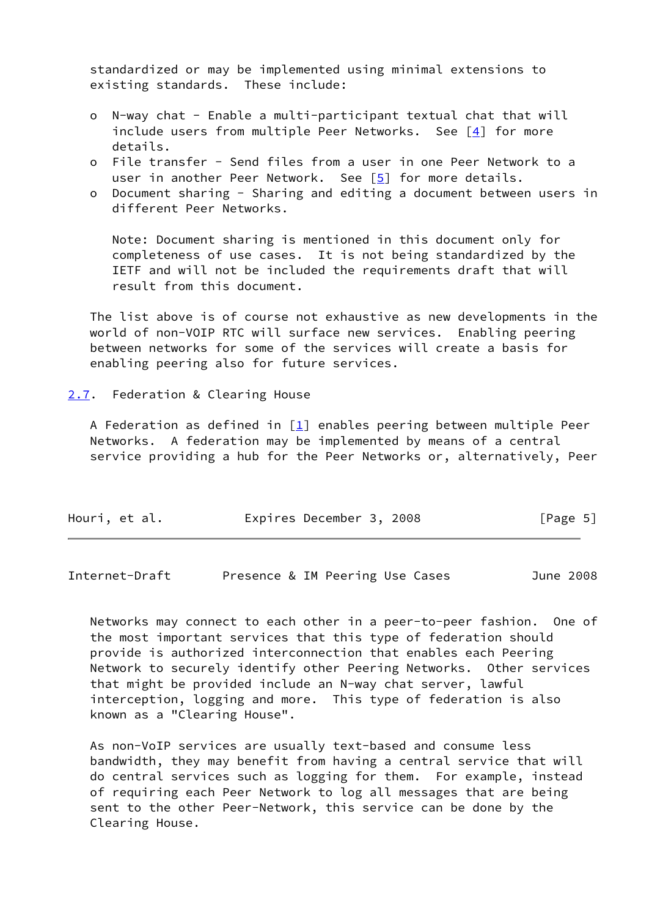standardized or may be implemented using minimal extensions to existing standards. These include:

- N-way chat - Enable a multi-participant textual chat that will include users from multiple Peer Networks. See [4] for more details.
- File transfer - Send files from a user in one Peer Network to a user in another Peer Network. See [5] for more details.
- Document sharing - Sharing and editing a document between users in different Peer Networks.

  Note: Document sharing is mentioned in this document only for completeness of use cases. It is not being standardized by the IETF and will not be included the requirements draft that will result from this document.

The list above is of course not exhaustive as new developments in the world of non-VOIP RTC will surface new services. Enabling peering between networks for some of the services will create a basis for enabling peering also for future services.

## 2.7. Federation & Clearing House

A Federation as defined in [1] enables peering between multiple Peer Networks. A federation may be implemented by means of a central service providing a hub for the Peer Networks or, alternatively, Peer Networks may connect to each other in a peer-to-peer fashion. One of the most important services that this type of federation should provide is authorized interconnection that enables each Peering Network to securely identify other Peering Networks. Other services that might be provided include an N-way chat server, lawful interception, logging and more. This type of federation is also known as a "Clearing House".

As non-VoIP services are usually text-based and consume less bandwidth, they may benefit from having a central service that will do central services such as logging for them. For example, instead of requiring each Peer Network to log all messages that are being sent to the other Peer-Network, this service can be done by the Clearing House.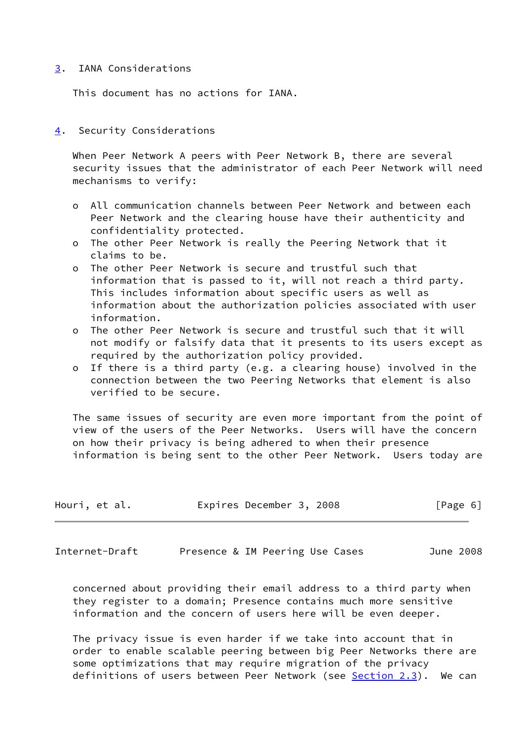## 3. IANA Considerations

This document has no actions for IANA.

## 4. Security Considerations

When Peer Network A peers with Peer Network B, there are several security issues that the administrator of each Peer Network will need mechanisms to verify:

- All communication channels between Peer Network and between each Peer Network and the clearing house have their authenticity and confidentiality protected.
- The other Peer Network is really the Peering Network that it claims to be.
- The other Peer Network is secure and trustful such that information that is passed to it, will not reach a third party. This includes information about specific users as well as information about the authorization policies associated with user information.
- The other Peer Network is secure and trustful such that it will not modify or falsify data that it presents to its users except as required by the authorization policy provided.
- If there is a third party (e.g. a clearing house) involved in the connection between the two Peering Networks that element is also verified to be secure.

The same issues of security are even more important from the point of view of the users of the Peer Networks. Users will have the concern on how their privacy is being adhered to when their presence information is being sent to the other Peer Network. Users today are concerned about providing their email address to a third party when they register to a domain; Presence contains much more sensitive information and the concern of users here will be even deeper.

The privacy issue is even harder if we take into account that in order to enable scalable peering between big Peer Networks there are some optimizations that may require migration of the privacy definitions of users between Peer Network (see Section 2.3). We can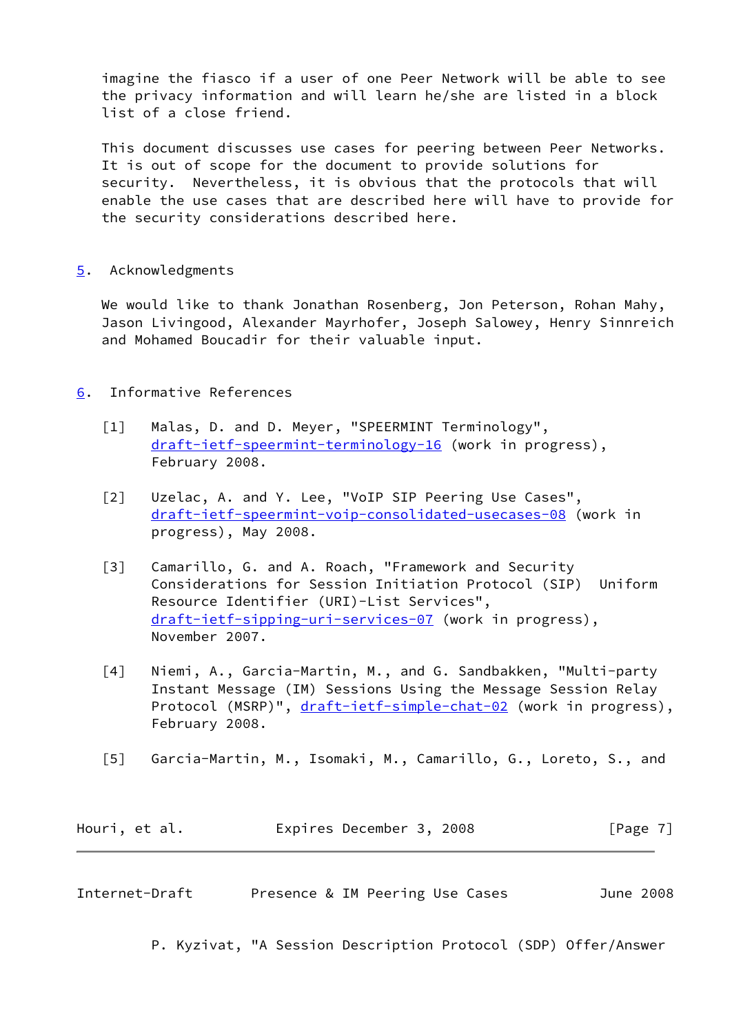imagine the fiasco if a user of one Peer Network will be able to see the privacy information and will learn he/she are listed in a block list of a close friend.

This document discusses use cases for peering between Peer Networks. It is out of scope for the document to provide solutions for security. Nevertheless, it is obvious that the protocols that will enable the use cases that are described here will have to provide for the security considerations described here.

## 5. Acknowledgments

We would like to thank Jonathan Rosenberg, Jon Peterson, Rohan Mahy, Jason Livingood, Alexander Mayrhofer, Joseph Salowey, Henry Sinnreich and Mohamed Boucadir for their valuable input.

## 6. Informative References

[1] Malas, D. and D. Meyer, "SPEERMINT Terminology", draft-ietf-speermint-terminology-16 (work in progress), February 2008.

[2] Uzelac, A. and Y. Lee, "VoIP SIP Peering Use Cases", draft-ietf-speermint-voip-consolidated-usecases-08 (work in progress), May 2008.

[3] Camarillo, G. and A. Roach, "Framework and Security Considerations for Session Initiation Protocol (SIP) Uniform Resource Identifier (URI)-List Services", draft-ietf-sipping-uri-services-07 (work in progress), November 2007.

[4] Niemi, A., Garcia-Martin, M., and G. Sandbakken, "Multi-party Instant Message (IM) Sessions Using the Message Session Relay Protocol (MSRP)", draft-ietf-simple-chat-02 (work in progress), February 2008.

[5] Garcia-Martin, M., Isomaki, M., Camarillo, G., Loreto, S., and P. Kyzivat, "A Session Description Protocol (SDP) Offer/Answer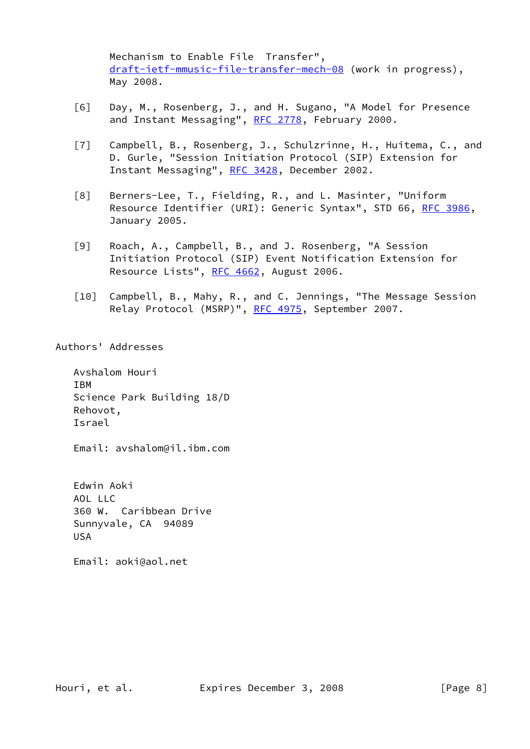Mechanism to Enable File Transfer", draft-ietf-mmusic-file-transfer-mech-08 (work in progress), May 2008.

[6] Day, M., Rosenberg, J., and H. Sugano, "A Model for Presence and Instant Messaging", RFC 2778, February 2000.

[7] Campbell, B., Rosenberg, J., Schulzrinne, H., Huitema, C., and D. Gurle, "Session Initiation Protocol (SIP) Extension for Instant Messaging", RFC 3428, December 2002.

[8] Berners-Lee, T., Fielding, R., and L. Masinter, "Uniform Resource Identifier (URI): Generic Syntax", STD 66, RFC 3986, January 2005.

[9] Roach, A., Campbell, B., and J. Rosenberg, "A Session Initiation Protocol (SIP) Event Notification Extension for Resource Lists", RFC 4662, August 2006.

[10] Campbell, B., Mahy, R., and C. Jennings, "The Message Session Relay Protocol (MSRP)", RFC 4975, September 2007.

## Authors' Addresses

Avshalom Houri
IBM
Science Park Building 18/D
Rehovot,
Israel

Email: avshalom@il.ibm.com

Edwin Aoki
AOL LLC
360 W. Caribbean Drive
Sunnyvale, CA 94089
USA

Email: aoki@aol.net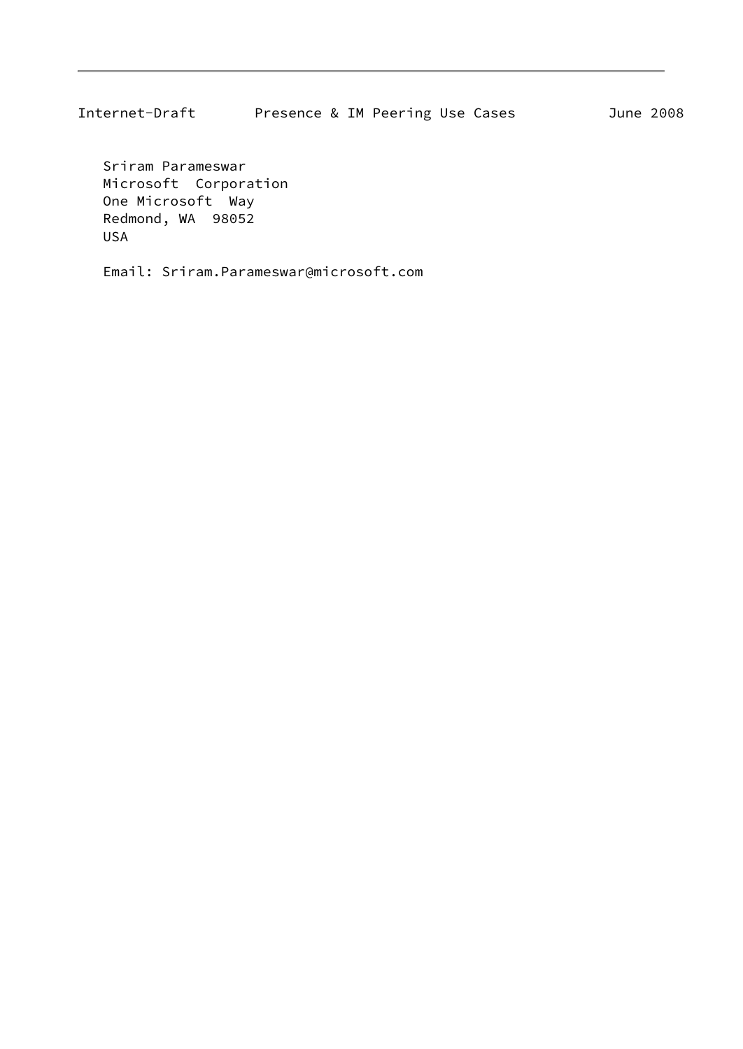Sriram Parameswar
Microsoft  Corporation
One Microsoft  Way
Redmond, WA  98052
USA

Email: Sriram.Parameswar@microsoft.com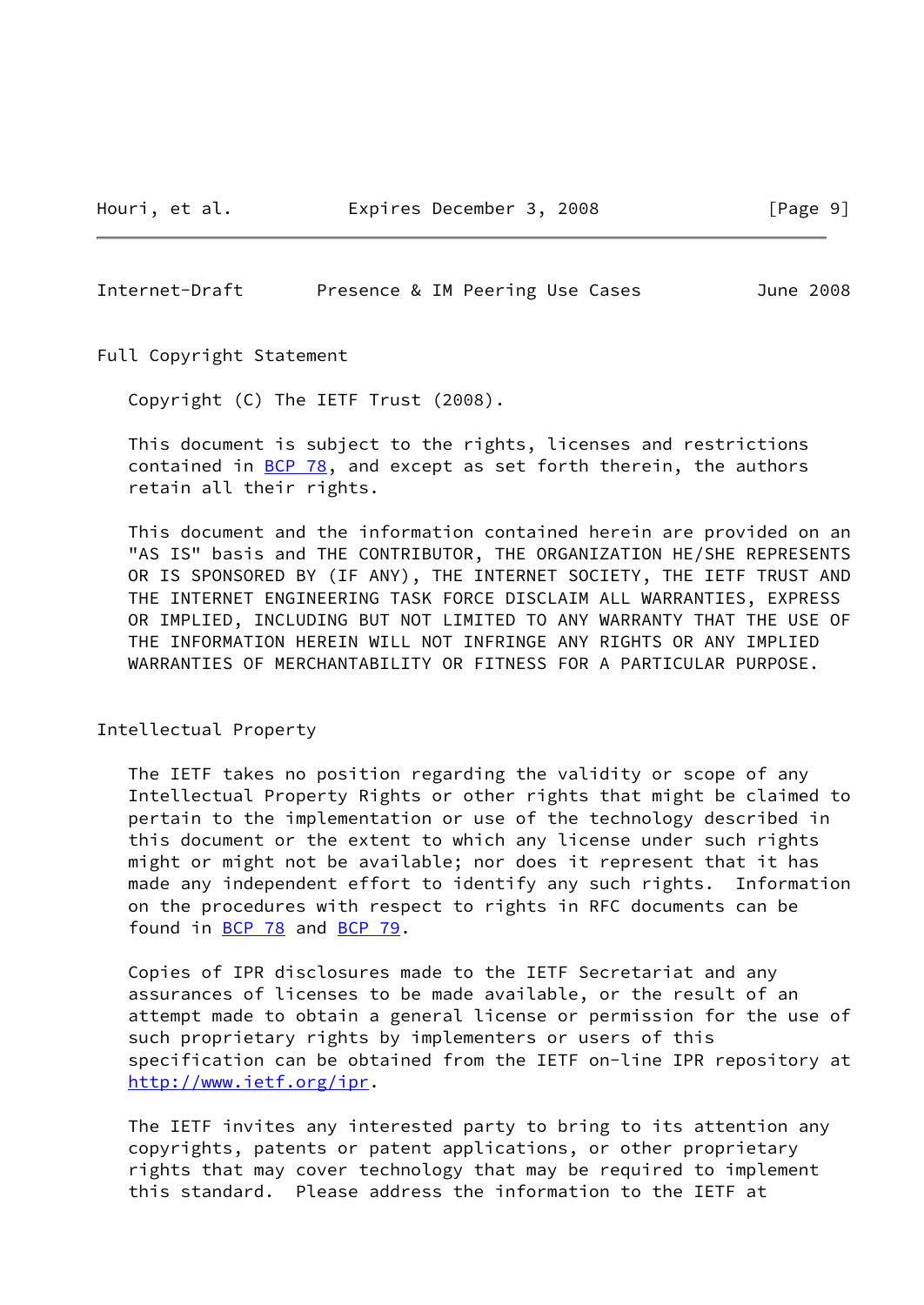## Full Copyright Statement

Copyright (C) The IETF Trust (2008).

This document is subject to the rights, licenses and restrictions contained in BCP 78, and except as set forth therein, the authors retain all their rights.

This document and the information contained herein are provided on an "AS IS" basis and THE CONTRIBUTOR, THE ORGANIZATION HE/SHE REPRESENTS OR IS SPONSORED BY (IF ANY), THE INTERNET SOCIETY, THE IETF TRUST AND THE INTERNET ENGINEERING TASK FORCE DISCLAIM ALL WARRANTIES, EXPRESS OR IMPLIED, INCLUDING BUT NOT LIMITED TO ANY WARRANTY THAT THE USE OF THE INFORMATION HEREIN WILL NOT INFRINGE ANY RIGHTS OR ANY IMPLIED WARRANTIES OF MERCHANTABILITY OR FITNESS FOR A PARTICULAR PURPOSE.

## Intellectual Property

The IETF takes no position regarding the validity or scope of any Intellectual Property Rights or other rights that might be claimed to pertain to the implementation or use of the technology described in this document or the extent to which any license under such rights might or might not be available; nor does it represent that it has made any independent effort to identify any such rights. Information on the procedures with respect to rights in RFC documents can be found in BCP 78 and BCP 79.

Copies of IPR disclosures made to the IETF Secretariat and any assurances of licenses to be made available, or the result of an attempt made to obtain a general license or permission for the use of such proprietary rights by implementers or users of this specification can be obtained from the IETF on-line IPR repository at http://www.ietf.org/ipr.

The IETF invites any interested party to bring to its attention any copyrights, patents or patent applications, or other proprietary rights that may cover technology that may be required to implement this standard. Please address the information to the IETF at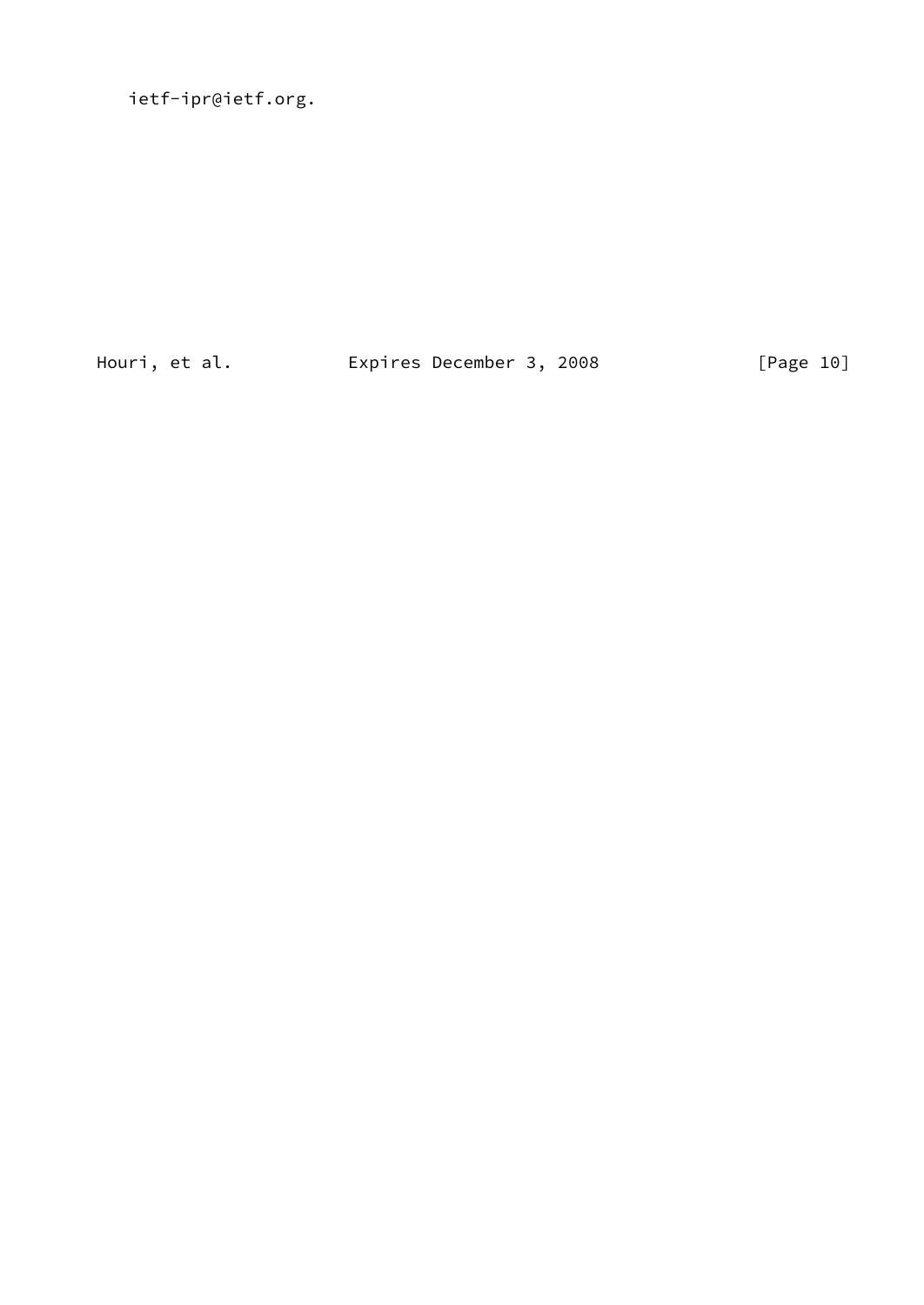ietf-ipr@ietf.org.